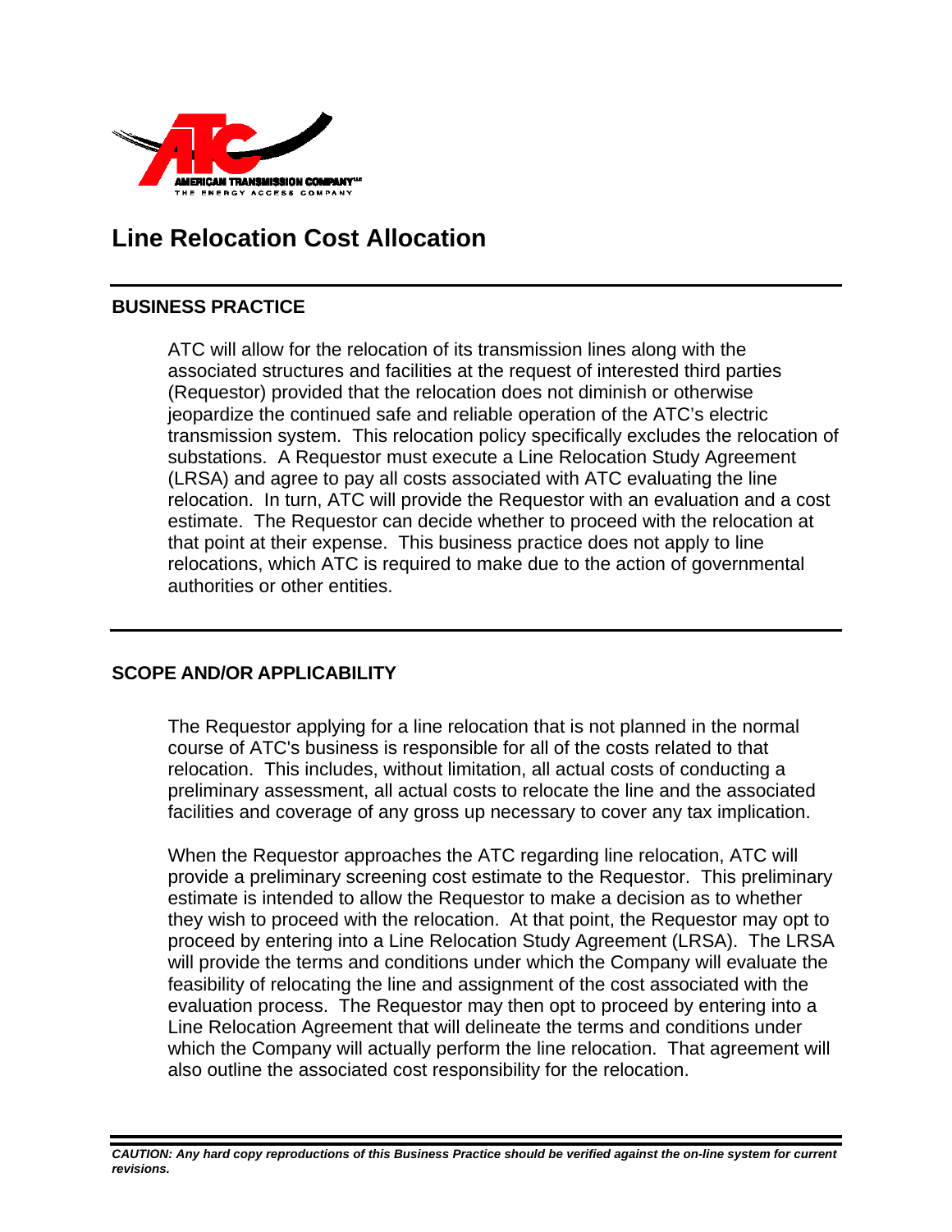# Line Relocation Cost Allocation

## BUSINESS PRACTICE

ATC will allow for the relocation of its transmission lines along with the associated structures and facilities at the request of interested third parties (Requestor) provided that the relocation does not diminish or otherwise jeopardize the continued safe and reliable operation of the ATC's electric transmission system. This relocation policy specifically excludes the relocation of substations. A Requestor must execute a Line Relocation Study Agreement (LRSA) and agree to pay all costs associated with ATC evaluating the line relocation. In turn, ATC will provide the Requestor with an evaluation and a cost estimate. The Requestor can decide whether to proceed with the relocation at that point at their expense. This business practice does not apply to line relocations, which ATC is required to make due to the action of governmental authorities or other entities.

## SCOPE AND/OR APPLICABILITY

The Requestor applying for a line relocation that is not planned in the normal course of ATC's business is responsible for all of the costs related to that relocation. This includes, without limitation, all actual costs of conducting a preliminary assessment, all actual costs to relocate the line and the associated facilities and coverage of any gross up necessary to cover any tax implication.

When the Requestor approaches the ATC regarding line relocation, ATC will provide a preliminary screening cost estimate to the Requestor. This preliminary estimate is intended to allow the Requestor to make a decision as to whether they wish to proceed with the relocation. At that point, the Requestor may opt to proceed by entering into a Line Relocation Study Agreement (LRSA). The LRSA will provide the terms and conditions under which the Company will evaluate the feasibility of relocating the line and assignment of the cost associated with the evaluation process. The Requestor may then opt to proceed by entering into a Line Relocation Agreement that will delineate the terms and conditions under which the Company will actually perform the line relocation. That agreement will also outline the associated cost responsibility for the relocation.

***CAUTION: Any hard copy reproductions of this Business Practice should be verified against the on-line system for current revisions.***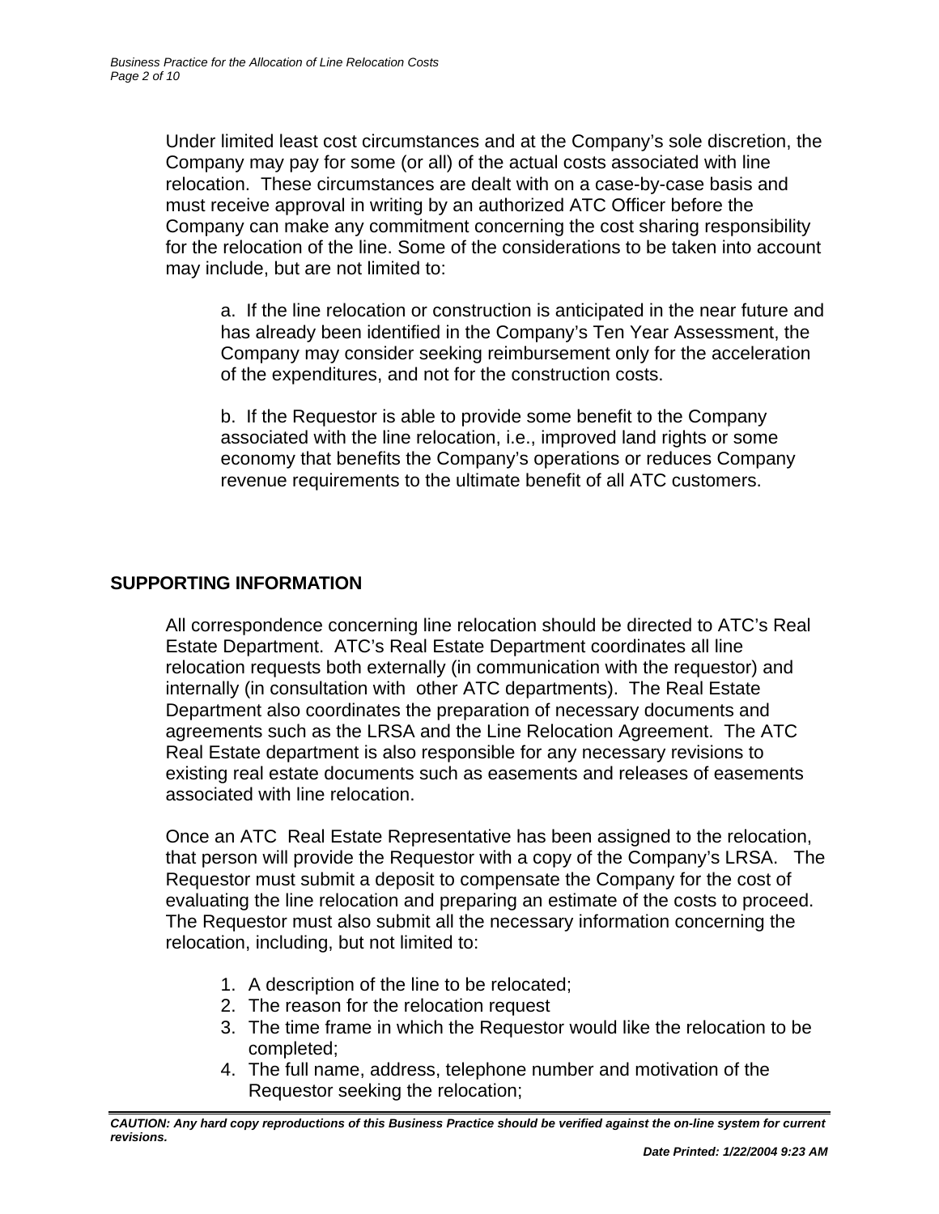Under limited least cost circumstances and at the Company's sole discretion, the Company may pay for some (or all) of the actual costs associated with line relocation. These circumstances are dealt with on a case-by-case basis and must receive approval in writing by an authorized ATC Officer before the Company can make any commitment concerning the cost sharing responsibility for the relocation of the line. Some of the considerations to be taken into account may include, but are not limited to:

a. If the line relocation or construction is anticipated in the near future and has already been identified in the Company's Ten Year Assessment, the Company may consider seeking reimbursement only for the acceleration of the expenditures, and not for the construction costs.

b. If the Requestor is able to provide some benefit to the Company associated with the line relocation, i.e., improved land rights or some economy that benefits the Company's operations or reduces Company revenue requirements to the ultimate benefit of all ATC customers.

## SUPPORTING INFORMATION

All correspondence concerning line relocation should be directed to ATC's Real Estate Department. ATC's Real Estate Department coordinates all line relocation requests both externally (in communication with the requestor) and internally (in consultation with other ATC departments). The Real Estate Department also coordinates the preparation of necessary documents and agreements such as the LRSA and the Line Relocation Agreement. The ATC Real Estate department is also responsible for any necessary revisions to existing real estate documents such as easements and releases of easements associated with line relocation.

Once an ATC Real Estate Representative has been assigned to the relocation, that person will provide the Requestor with a copy of the Company's LRSA. The Requestor must submit a deposit to compensate the Company for the cost of evaluating the line relocation and preparing an estimate of the costs to proceed. The Requestor must also submit all the necessary information concerning the relocation, including, but not limited to:

1. A description of the line to be relocated;
2. The reason for the relocation request
3. The time frame in which the Requestor would like the relocation to be completed;
4. The full name, address, telephone number and motivation of the Requestor seeking the relocation;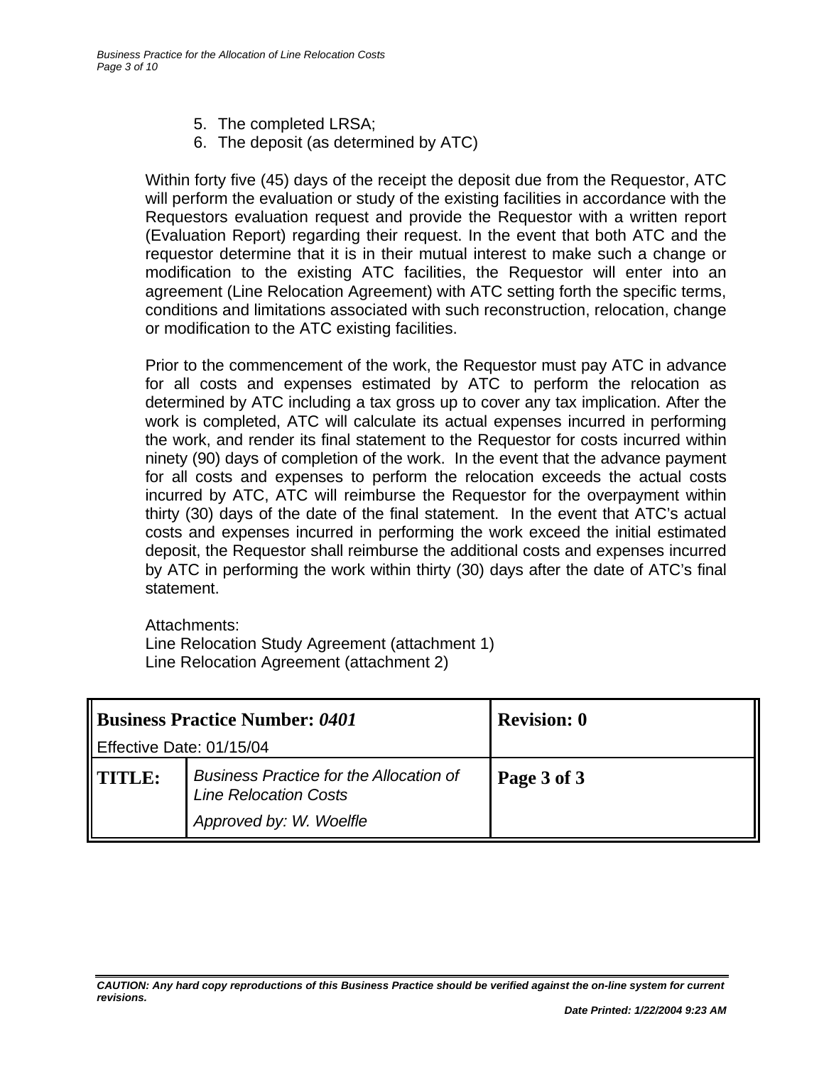5. The completed LRSA;
6. The deposit (as determined by ATC)

Within forty five (45) days of the receipt the deposit due from the Requestor, ATC will perform the evaluation or study of the existing facilities in accordance with the Requestors evaluation request and provide the Requestor with a written report (Evaluation Report) regarding their request. In the event that both ATC and the requestor determine that it is in their mutual interest to make such a change or modification to the existing ATC facilities, the Requestor will enter into an agreement (Line Relocation Agreement) with ATC setting forth the specific terms, conditions and limitations associated with such reconstruction, relocation, change or modification to the ATC existing facilities.

Prior to the commencement of the work, the Requestor must pay ATC in advance for all costs and expenses estimated by ATC to perform the relocation as determined by ATC including a tax gross up to cover any tax implication. After the work is completed, ATC will calculate its actual expenses incurred in performing the work, and render its final statement to the Requestor for costs incurred within ninety (90) days of completion of the work. In the event that the advance payment for all costs and expenses to perform the relocation exceeds the actual costs incurred by ATC, ATC will reimburse the Requestor for the overpayment within thirty (30) days of the date of the final statement. In the event that ATC's actual costs and expenses incurred in performing the work exceed the initial estimated deposit, the Requestor shall reimburse the additional costs and expenses incurred by ATC in performing the work within thirty (30) days after the date of ATC's final statement.

Attachments:
Line Relocation Study Agreement (attachment 1)
Line Relocation Agreement (attachment 2)

| **Business Practice Number:** ***0401*** Effective Date: 01/15/04 | | **Revision: 0** |
|---|---|---|
| **TITLE:** | *Business Practice for the Allocation of Line Relocation Costs* *Approved by: W. Woelfle* | **Page 3 of 3** |

***CAUTION: Any hard copy reproductions of this Business Practice should be verified against the on-line system for current revisions.***

***Date Printed: 1/22/2004 9:23 AM***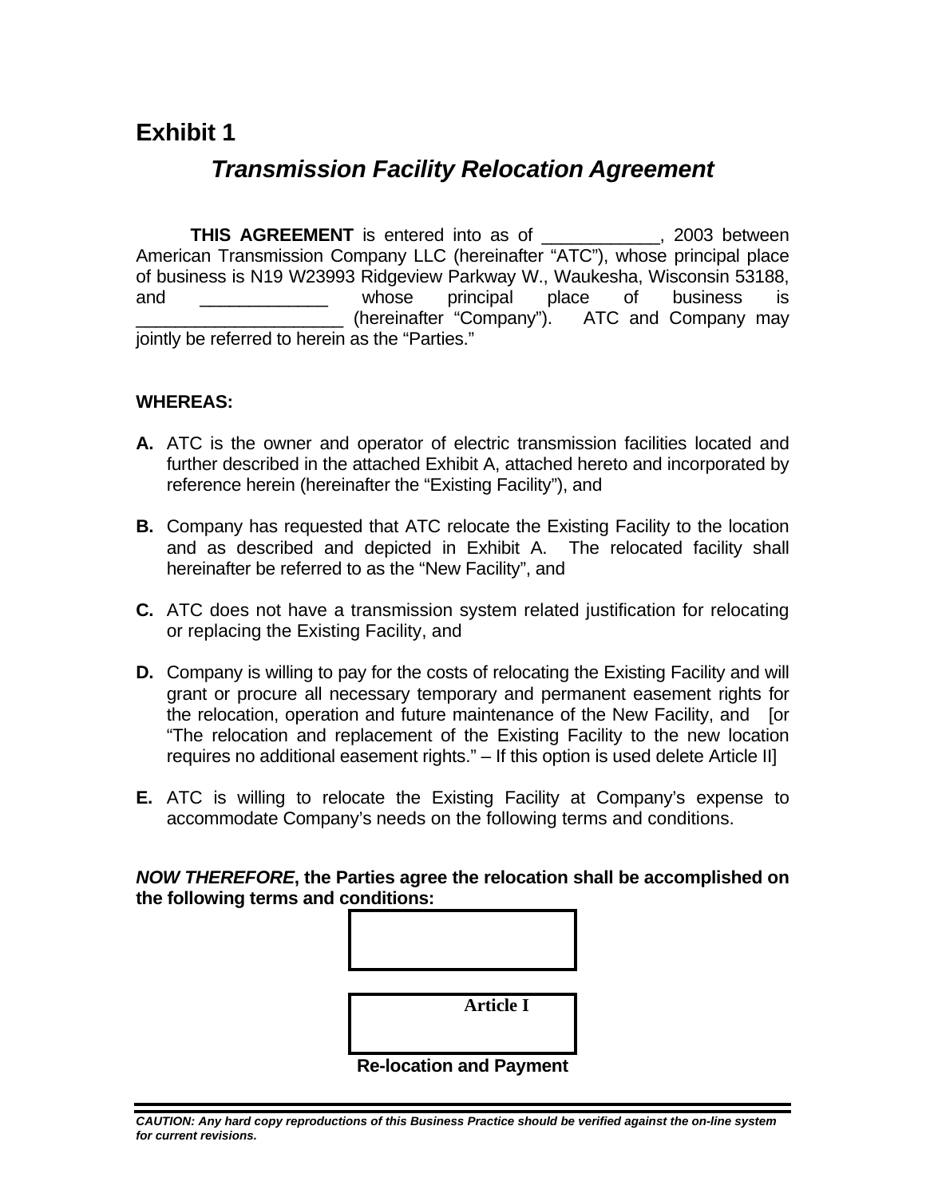## Exhibit 1

# *Transmission Facility Relocation Agreement*

**THIS AGREEMENT** is entered into as of ____________, 2003 between American Transmission Company LLC (hereinafter "ATC"), whose principal place of business is N19 W23993 Ridgeview Parkway W., Waukesha, Wisconsin 53188, and _____________ whose principal place of business is ______________________ (hereinafter "Company"). ATC and Company may jointly be referred to herein as the "Parties."

**WHEREAS:**

**A.** ATC is the owner and operator of electric transmission facilities located and further described in the attached Exhibit A, attached hereto and incorporated by reference herein (hereinafter the "Existing Facility"), and

**B.** Company has requested that ATC relocate the Existing Facility to the location and as described and depicted in Exhibit A. The relocated facility shall hereinafter be referred to as the "New Facility", and

**C.** ATC does not have a transmission system related justification for relocating or replacing the Existing Facility, and

**D.** Company is willing to pay for the costs of relocating the Existing Facility and will grant or procure all necessary temporary and permanent easement rights for the relocation, operation and future maintenance of the New Facility, and [or "The relocation and replacement of the Existing Facility to the new location requires no additional easement rights." – If this option is used delete Article II]

**E.** ATC is willing to relocate the Existing Facility at Company's expense to accommodate Company's needs on the following terms and conditions.

***NOW THEREFORE*, the Parties agree the relocation shall be accomplished on the following terms and conditions:**

**Article I**

**Re-location and Payment**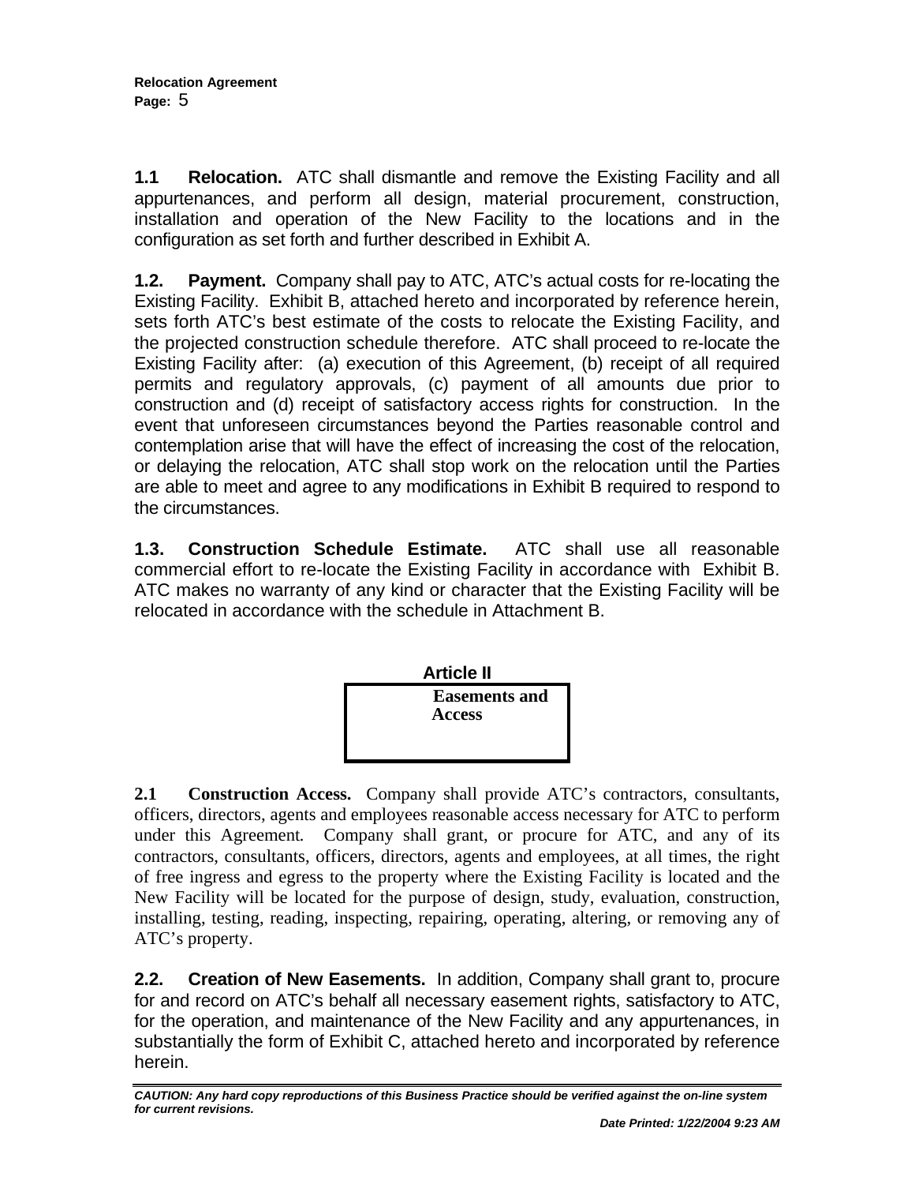**1.1 Relocation.** ATC shall dismantle and remove the Existing Facility and all appurtenances, and perform all design, material procurement, construction, installation and operation of the New Facility to the locations and in the configuration as set forth and further described in Exhibit A.

**1.2. Payment.** Company shall pay to ATC, ATC's actual costs for re-locating the Existing Facility. Exhibit B, attached hereto and incorporated by reference herein, sets forth ATC's best estimate of the costs to relocate the Existing Facility, and the projected construction schedule therefore. ATC shall proceed to re-locate the Existing Facility after: (a) execution of this Agreement, (b) receipt of all required permits and regulatory approvals, (c) payment of all amounts due prior to construction and (d) receipt of satisfactory access rights for construction. In the event that unforeseen circumstances beyond the Parties reasonable control and contemplation arise that will have the effect of increasing the cost of the relocation, or delaying the relocation, ATC shall stop work on the relocation until the Parties are able to meet and agree to any modifications in Exhibit B required to respond to the circumstances.

**1.3. Construction Schedule Estimate.** ATC shall use all reasonable commercial effort to re-locate the Existing Facility in accordance with Exhibit B. ATC makes no warranty of any kind or character that the Existing Facility will be relocated in accordance with the schedule in Attachment B.

## Article II

## Easements and Access

**2.1 Construction Access.** Company shall provide ATC's contractors, consultants, officers, directors, agents and employees reasonable access necessary for ATC to perform under this Agreement. Company shall grant, or procure for ATC, and any of its contractors, consultants, officers, directors, agents and employees, at all times, the right of free ingress and egress to the property where the Existing Facility is located and the New Facility will be located for the purpose of design, study, evaluation, construction, installing, testing, reading, inspecting, repairing, operating, altering, or removing any of ATC's property.

**2.2. Creation of New Easements.** In addition, Company shall grant to, procure for and record on ATC's behalf all necessary easement rights, satisfactory to ATC, for the operation, and maintenance of the New Facility and any appurtenances, in substantially the form of Exhibit C, attached hereto and incorporated by reference herein.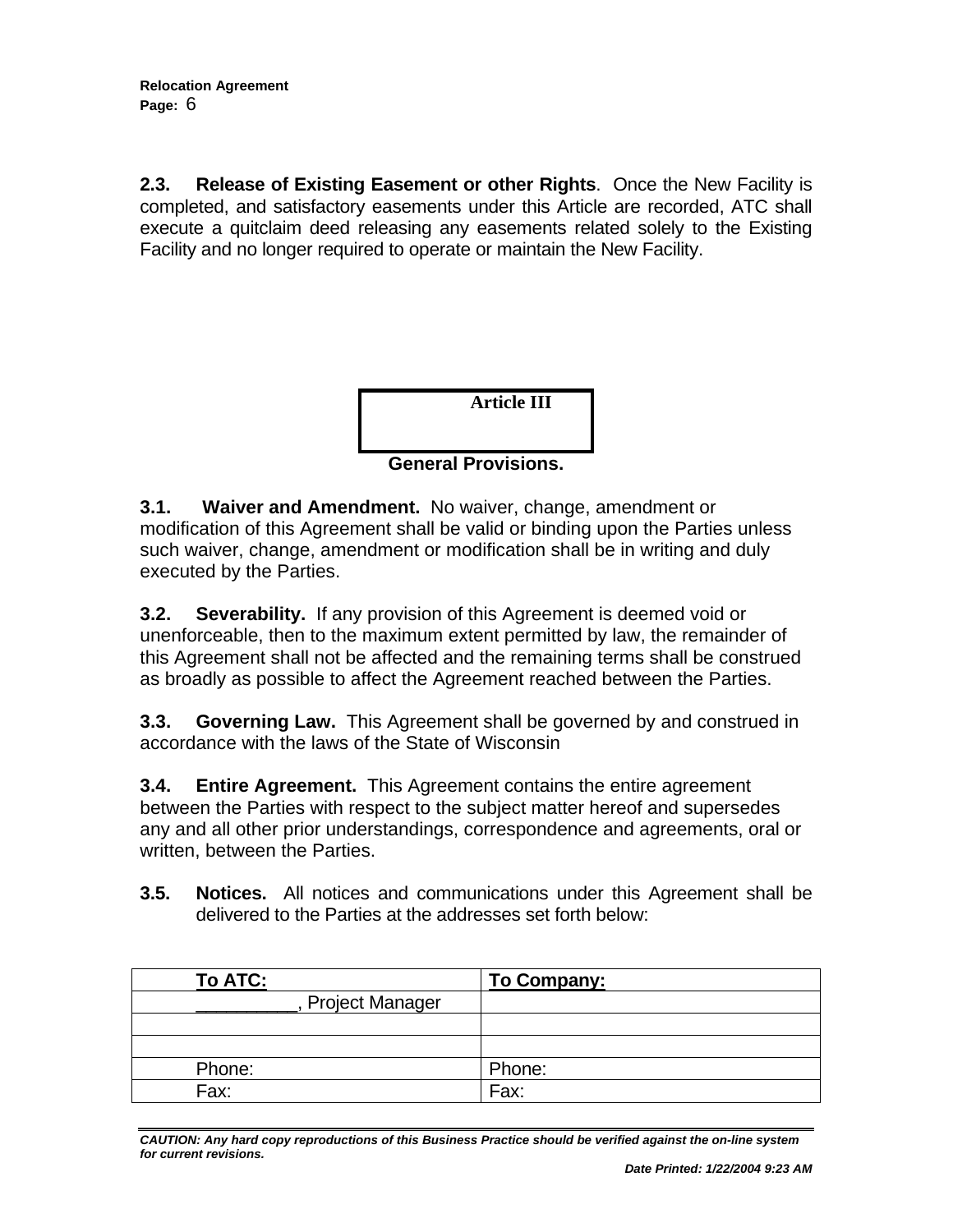**2.3. Release of Existing Easement or other Rights**. Once the New Facility is completed, and satisfactory easements under this Article are recorded, ATC shall execute a quitclaim deed releasing any easements related solely to the Existing Facility and no longer required to operate or maintain the New Facility.

## Article III

## General Provisions.

**3.1. Waiver and Amendment.** No waiver, change, amendment or modification of this Agreement shall be valid or binding upon the Parties unless such waiver, change, amendment or modification shall be in writing and duly executed by the Parties.

**3.2. Severability.** If any provision of this Agreement is deemed void or unenforceable, then to the maximum extent permitted by law, the remainder of this Agreement shall not be affected and the remaining terms shall be construed as broadly as possible to affect the Agreement reached between the Parties.

**3.3. Governing Law.** This Agreement shall be governed by and construed in accordance with the laws of the State of Wisconsin

**3.4. Entire Agreement.** This Agreement contains the entire agreement between the Parties with respect to the subject matter hereof and supersedes any and all other prior understandings, correspondence and agreements, oral or written, between the Parties.

**3.5. Notices.** All notices and communications under this Agreement shall be delivered to the Parties at the addresses set forth below:

| To ATC: | To Company: |
|---|---|
| __________, Project Manager | |
| | |
| | |
| Phone: | Phone: |
| Fax: | Fax: |

*CAUTION: Any hard copy reproductions of this Business Practice should be verified against the on-line system for current revisions.*

*Date Printed: 1/22/2004 9:23 AM*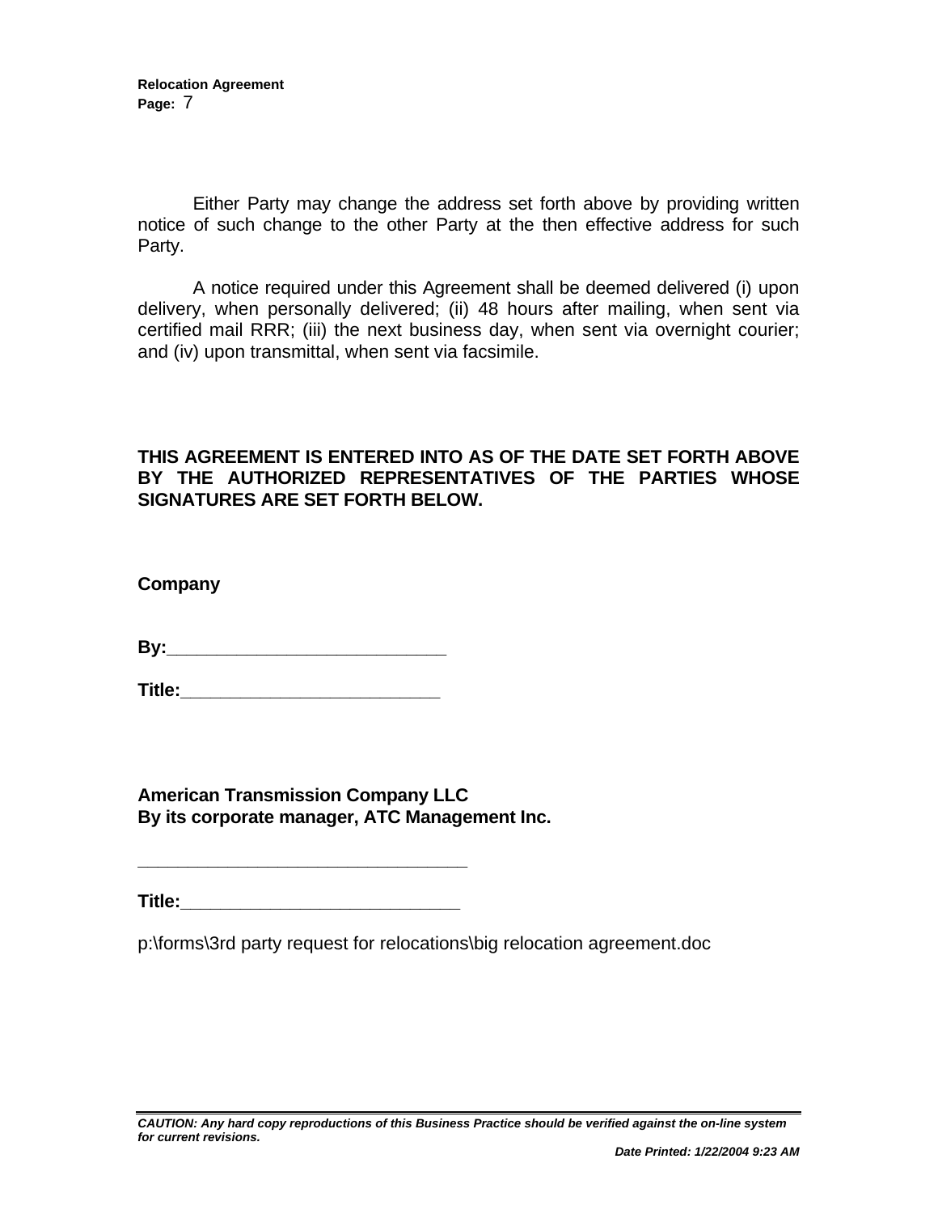Either Party may change the address set forth above by providing written notice of such change to the other Party at the then effective address for such Party.

A notice required under this Agreement shall be deemed delivered (i) upon delivery, when personally delivered; (ii) 48 hours after mailing, when sent via certified mail RRR; (iii) the next business day, when sent via overnight courier; and (iv) upon transmittal, when sent via facsimile.

**THIS AGREEMENT IS ENTERED INTO AS OF THE DATE SET FORTH ABOVE BY THE AUTHORIZED REPRESENTATIVES OF THE PARTIES WHOSE SIGNATURES ARE SET FORTH BELOW.**

**Company**

**By:___________________________**

**Title:_________________________**

**American Transmission Company LLC**
**By its corporate manager, ATC Management Inc.**

**________________________________**

**Title:___________________________**

p:\forms\3rd party request for relocations\big relocation agreement.doc

*CAUTION: Any hard copy reproductions of this Business Practice should be verified against the on-line system for current revisions.*

*Date Printed: 1/22/2004 9:23 AM*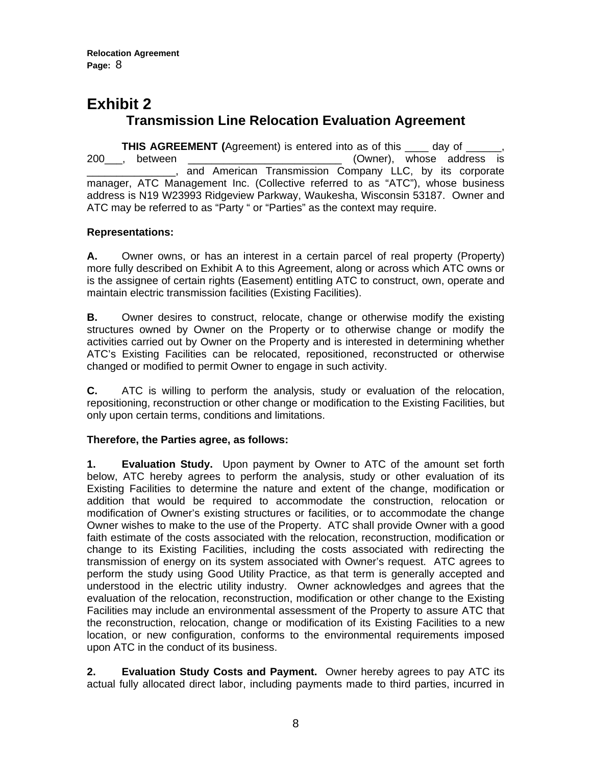# Exhibit 2

## Transmission Line Relocation Evaluation Agreement

**THIS AGREEMENT (**Agreement) is entered into as of this ____ day of ______, 200___, between __________________________ (Owner), whose address is _______________, and American Transmission Company LLC, by its corporate manager, ATC Management Inc. (Collective referred to as "ATC"), whose business address is N19 W23993 Ridgeview Parkway, Waukesha, Wisconsin 53187. Owner and ATC may be referred to as "Party " or "Parties" as the context may require.

**Representations:**

**A.** Owner owns, or has an interest in a certain parcel of real property (Property) more fully described on Exhibit A to this Agreement, along or across which ATC owns or is the assignee of certain rights (Easement) entitling ATC to construct, own, operate and maintain electric transmission facilities (Existing Facilities).

**B.** Owner desires to construct, relocate, change or otherwise modify the existing structures owned by Owner on the Property or to otherwise change or modify the activities carried out by Owner on the Property and is interested in determining whether ATC's Existing Facilities can be relocated, repositioned, reconstructed or otherwise changed or modified to permit Owner to engage in such activity.

**C.** ATC is willing to perform the analysis, study or evaluation of the relocation, repositioning, reconstruction or other change or modification to the Existing Facilities, but only upon certain terms, conditions and limitations.

**Therefore, the Parties agree, as follows:**

**1. Evaluation Study.** Upon payment by Owner to ATC of the amount set forth below, ATC hereby agrees to perform the analysis, study or other evaluation of its Existing Facilities to determine the nature and extent of the change, modification or addition that would be required to accommodate the construction, relocation or modification of Owner's existing structures or facilities, or to accommodate the change Owner wishes to make to the use of the Property. ATC shall provide Owner with a good faith estimate of the costs associated with the relocation, reconstruction, modification or change to its Existing Facilities, including the costs associated with redirecting the transmission of energy on its system associated with Owner's request. ATC agrees to perform the study using Good Utility Practice, as that term is generally accepted and understood in the electric utility industry. Owner acknowledges and agrees that the evaluation of the relocation, reconstruction, modification or other change to the Existing Facilities may include an environmental assessment of the Property to assure ATC that the reconstruction, relocation, change or modification of its Existing Facilities to a new location, or new configuration, conforms to the environmental requirements imposed upon ATC in the conduct of its business.

**2. Evaluation Study Costs and Payment.** Owner hereby agrees to pay ATC its actual fully allocated direct labor, including payments made to third parties, incurred in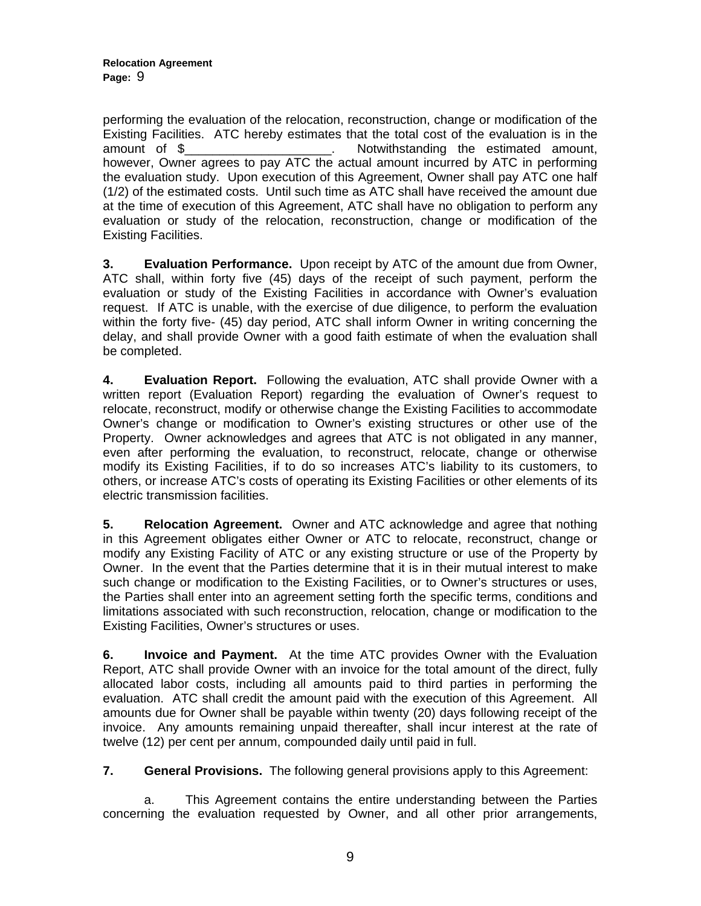performing the evaluation of the relocation, reconstruction, change or modification of the Existing Facilities. ATC hereby estimates that the total cost of the evaluation is in the amount of $_____________________. Notwithstanding the estimated amount, however, Owner agrees to pay ATC the actual amount incurred by ATC in performing the evaluation study. Upon execution of this Agreement, Owner shall pay ATC one half (1/2) of the estimated costs. Until such time as ATC shall have received the amount due at the time of execution of this Agreement, ATC shall have no obligation to perform any evaluation or study of the relocation, reconstruction, change or modification of the Existing Facilities.

**3. Evaluation Performance.** Upon receipt by ATC of the amount due from Owner, ATC shall, within forty five (45) days of the receipt of such payment, perform the evaluation or study of the Existing Facilities in accordance with Owner's evaluation request. If ATC is unable, with the exercise of due diligence, to perform the evaluation within the forty five- (45) day period, ATC shall inform Owner in writing concerning the delay, and shall provide Owner with a good faith estimate of when the evaluation shall be completed.

**4. Evaluation Report.** Following the evaluation, ATC shall provide Owner with a written report (Evaluation Report) regarding the evaluation of Owner's request to relocate, reconstruct, modify or otherwise change the Existing Facilities to accommodate Owner's change or modification to Owner's existing structures or other use of the Property. Owner acknowledges and agrees that ATC is not obligated in any manner, even after performing the evaluation, to reconstruct, relocate, change or otherwise modify its Existing Facilities, if to do so increases ATC's liability to its customers, to others, or increase ATC's costs of operating its Existing Facilities or other elements of its electric transmission facilities.

**5. Relocation Agreement.** Owner and ATC acknowledge and agree that nothing in this Agreement obligates either Owner or ATC to relocate, reconstruct, change or modify any Existing Facility of ATC or any existing structure or use of the Property by Owner. In the event that the Parties determine that it is in their mutual interest to make such change or modification to the Existing Facilities, or to Owner's structures or uses, the Parties shall enter into an agreement setting forth the specific terms, conditions and limitations associated with such reconstruction, relocation, change or modification to the Existing Facilities, Owner's structures or uses.

**6. Invoice and Payment.** At the time ATC provides Owner with the Evaluation Report, ATC shall provide Owner with an invoice for the total amount of the direct, fully allocated labor costs, including all amounts paid to third parties in performing the evaluation. ATC shall credit the amount paid with the execution of this Agreement. All amounts due for Owner shall be payable within twenty (20) days following receipt of the invoice. Any amounts remaining unpaid thereafter, shall incur interest at the rate of twelve (12) per cent per annum, compounded daily until paid in full.

**7. General Provisions.** The following general provisions apply to this Agreement:

a. This Agreement contains the entire understanding between the Parties concerning the evaluation requested by Owner, and all other prior arrangements,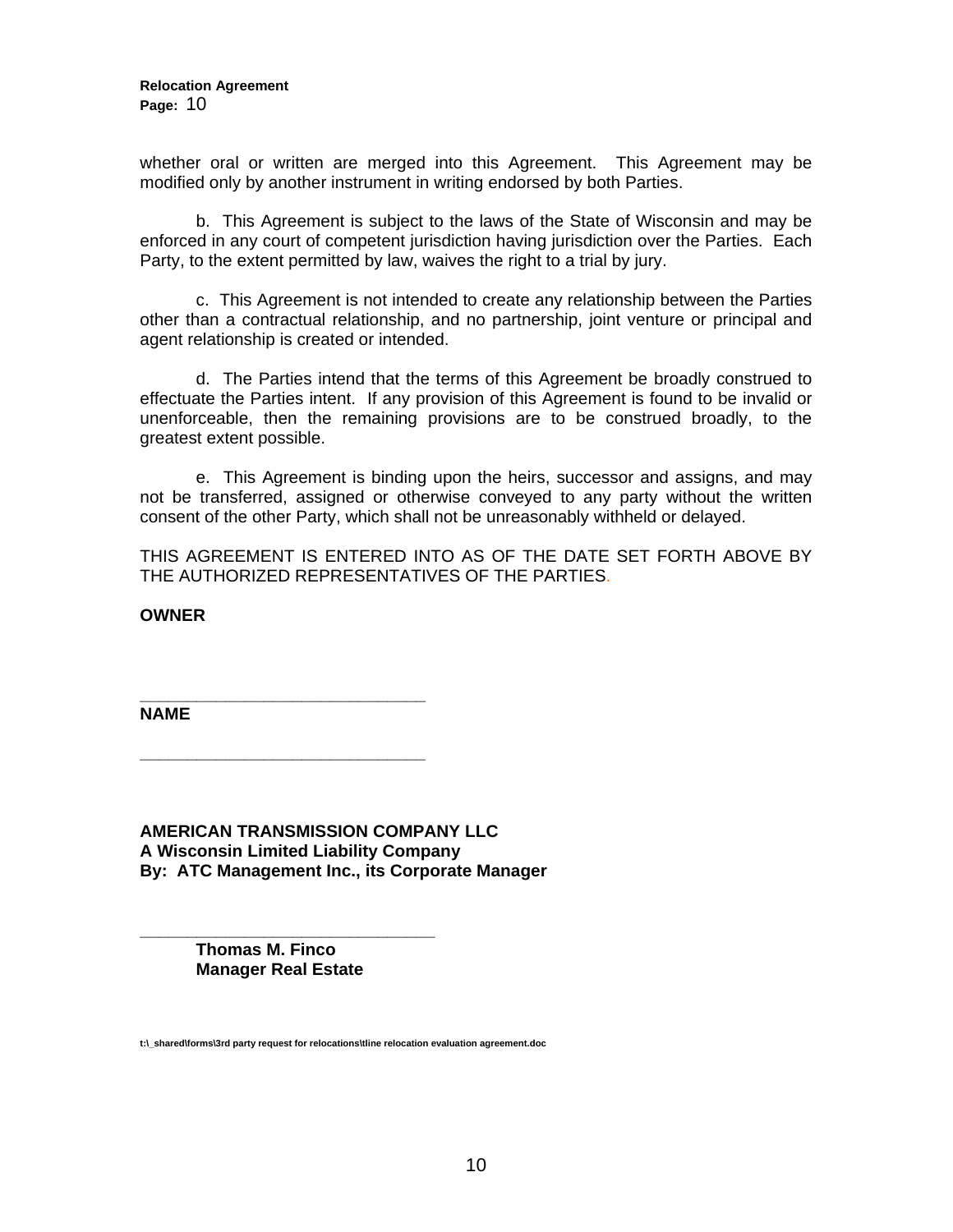whether oral or written are merged into this Agreement. This Agreement may be modified only by another instrument in writing endorsed by both Parties.

b. This Agreement is subject to the laws of the State of Wisconsin and may be enforced in any court of competent jurisdiction having jurisdiction over the Parties. Each Party, to the extent permitted by law, waives the right to a trial by jury.

c. This Agreement is not intended to create any relationship between the Parties other than a contractual relationship, and no partnership, joint venture or principal and agent relationship is created or intended.

d. The Parties intend that the terms of this Agreement be broadly construed to effectuate the Parties intent. If any provision of this Agreement is found to be invalid or unenforceable, then the remaining provisions are to be construed broadly, to the greatest extent possible.

e. This Agreement is binding upon the heirs, successor and assigns, and may not be transferred, assigned or otherwise conveyed to any party without the written consent of the other Party, which shall not be unreasonably withheld or delayed.

THIS AGREEMENT IS ENTERED INTO AS OF THE DATE SET FORTH ABOVE BY THE AUTHORIZED REPRESENTATIVES OF THE PARTIES.

**OWNER**

\_\_\_\_\_\_\_\_\_\_\_\_\_\_\_\_\_\_\_\_\_\_\_\_\_\_\_\_\_\_
**NAME**

\_\_\_\_\_\_\_\_\_\_\_\_\_\_\_\_\_\_\_\_\_\_\_\_\_\_\_\_\_\_

**AMERICAN TRANSMISSION COMPANY LLC**
**A Wisconsin Limited Liability Company**
**By: ATC Management Inc., its Corporate Manager**

\_\_\_\_\_\_\_\_\_\_\_\_\_\_\_\_\_\_\_\_\_\_\_\_\_\_\_\_\_\_
**Thomas M. Finco**
**Manager Real Estate**

t:\_shared\forms\3rd party request for relocations\tline relocation evaluation agreement.doc